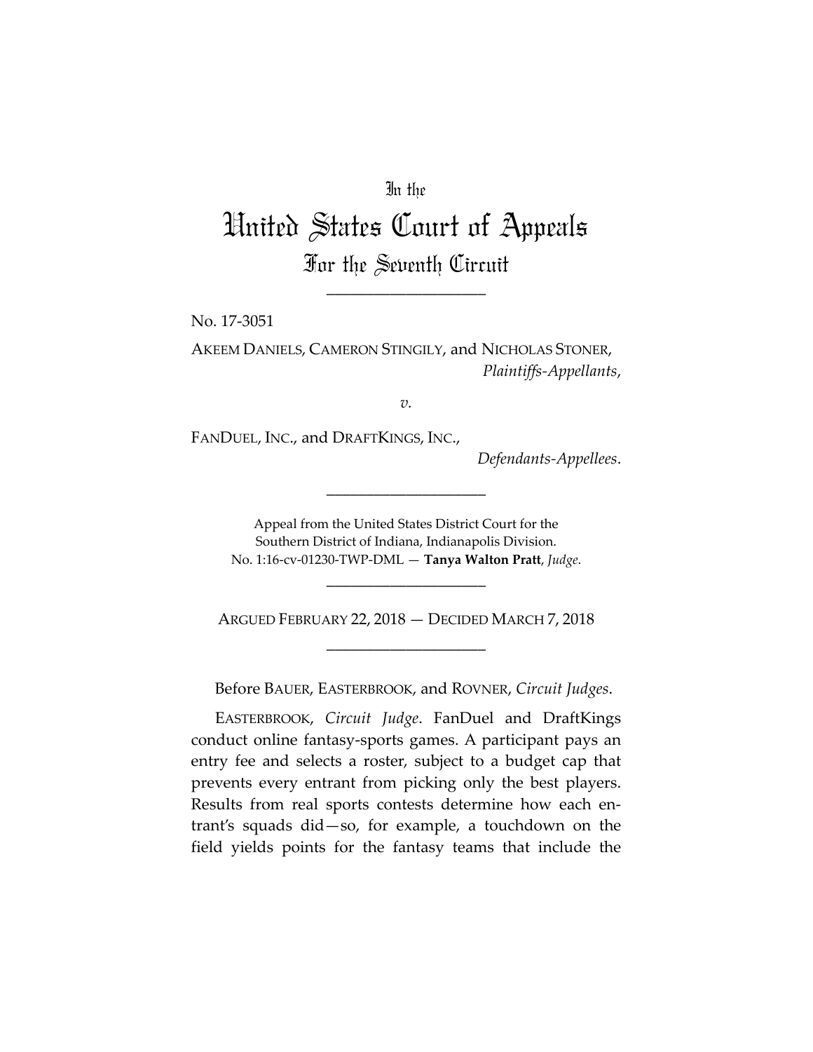In the

# United States Court of Appeals

## For the Seventh Circuit

____________________

No. 17-3051

AKEEM DANIELS, CAMERON STINGILY, and NICHOLAS STONER,
*Plaintiffs-Appellants*,

*v.*

FANDUEL, INC., and DRAFTKINGS, INC.,
*Defendants-Appellees*.

____________________

Appeal from the United States District Court for the Southern District of Indiana, Indianapolis Division.
No. 1:16-cv-01230-TWP-DML — **Tanya Walton Pratt**, *Judge*.

____________________

ARGUED FEBRUARY 22, 2018 — DECIDED MARCH 7, 2018

____________________

Before BAUER, EASTERBROOK, and ROVNER, *Circuit Judges*.

EASTERBROOK, *Circuit Judge*. FanDuel and DraftKings conduct online fantasy-sports games. A participant pays an entry fee and selects a roster, subject to a budget cap that prevents every entrant from picking only the best players. Results from real sports contests determine how each entrant's squads did—so, for example, a touchdown on the field yields points for the fantasy teams that include the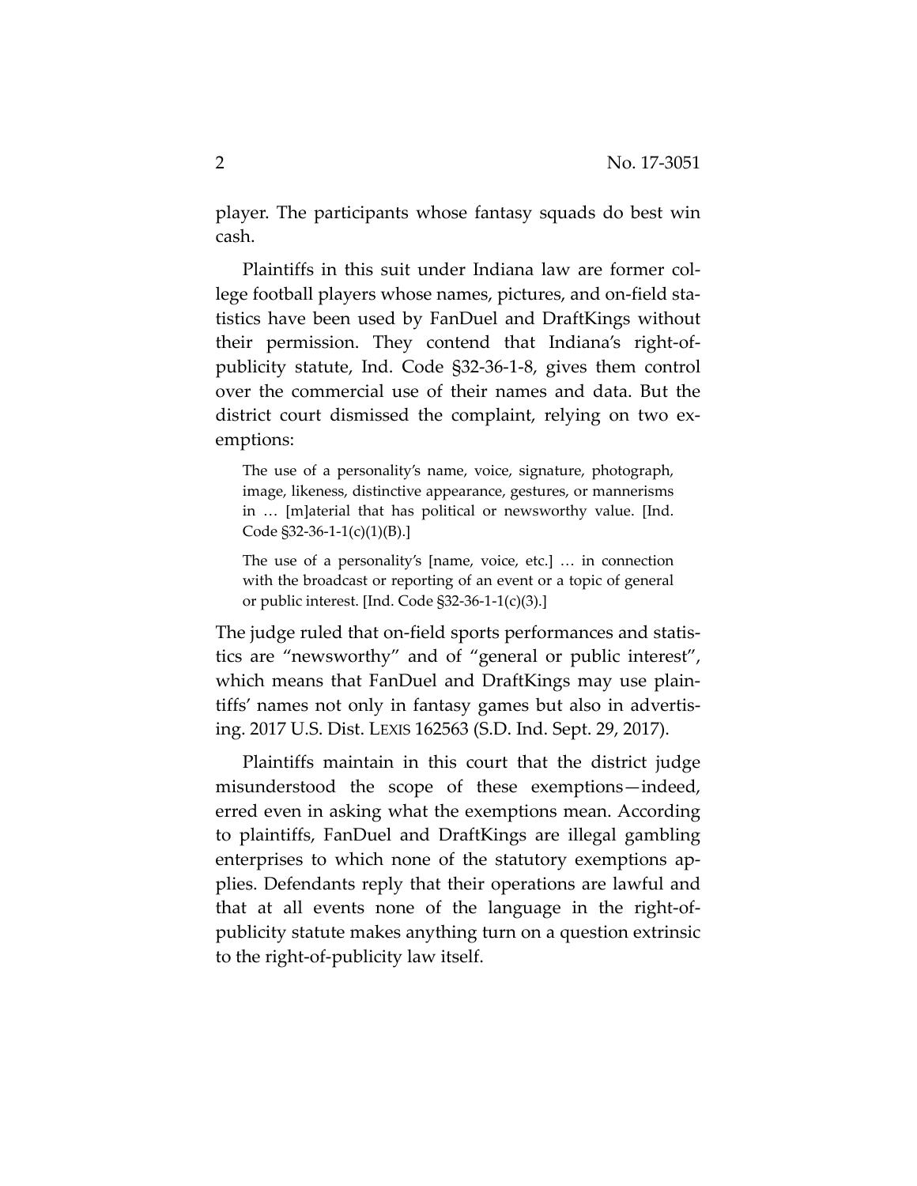player. The participants whose fantasy squads do best win cash.

Plaintiffs in this suit under Indiana law are former college football players whose names, pictures, and on-field statistics have been used by FanDuel and DraftKings without their permission. They contend that Indiana's right-of-publicity statute, Ind. Code §32-36-1-8, gives them control over the commercial use of their names and data. But the district court dismissed the complaint, relying on two exemptions:

> The use of a personality's name, voice, signature, photograph, image, likeness, distinctive appearance, gestures, or mannerisms in … [m]aterial that has political or newsworthy value. [Ind. Code §32-36-1-1(c)(1)(B).]
>
> The use of a personality's [name, voice, etc.] … in connection with the broadcast or reporting of an event or a topic of general or public interest. [Ind. Code §32-36-1-1(c)(3).]

The judge ruled that on-field sports performances and statistics are "newsworthy" and of "general or public interest", which means that FanDuel and DraftKings may use plaintiffs' names not only in fantasy games but also in advertising. 2017 U.S. Dist. LEXIS 162563 (S.D. Ind. Sept. 29, 2017).

Plaintiffs maintain in this court that the district judge misunderstood the scope of these exemptions—indeed, erred even in asking what the exemptions mean. According to plaintiffs, FanDuel and DraftKings are illegal gambling enterprises to which none of the statutory exemptions applies. Defendants reply that their operations are lawful and that at all events none of the language in the right-of-publicity statute makes anything turn on a question extrinsic to the right-of-publicity law itself.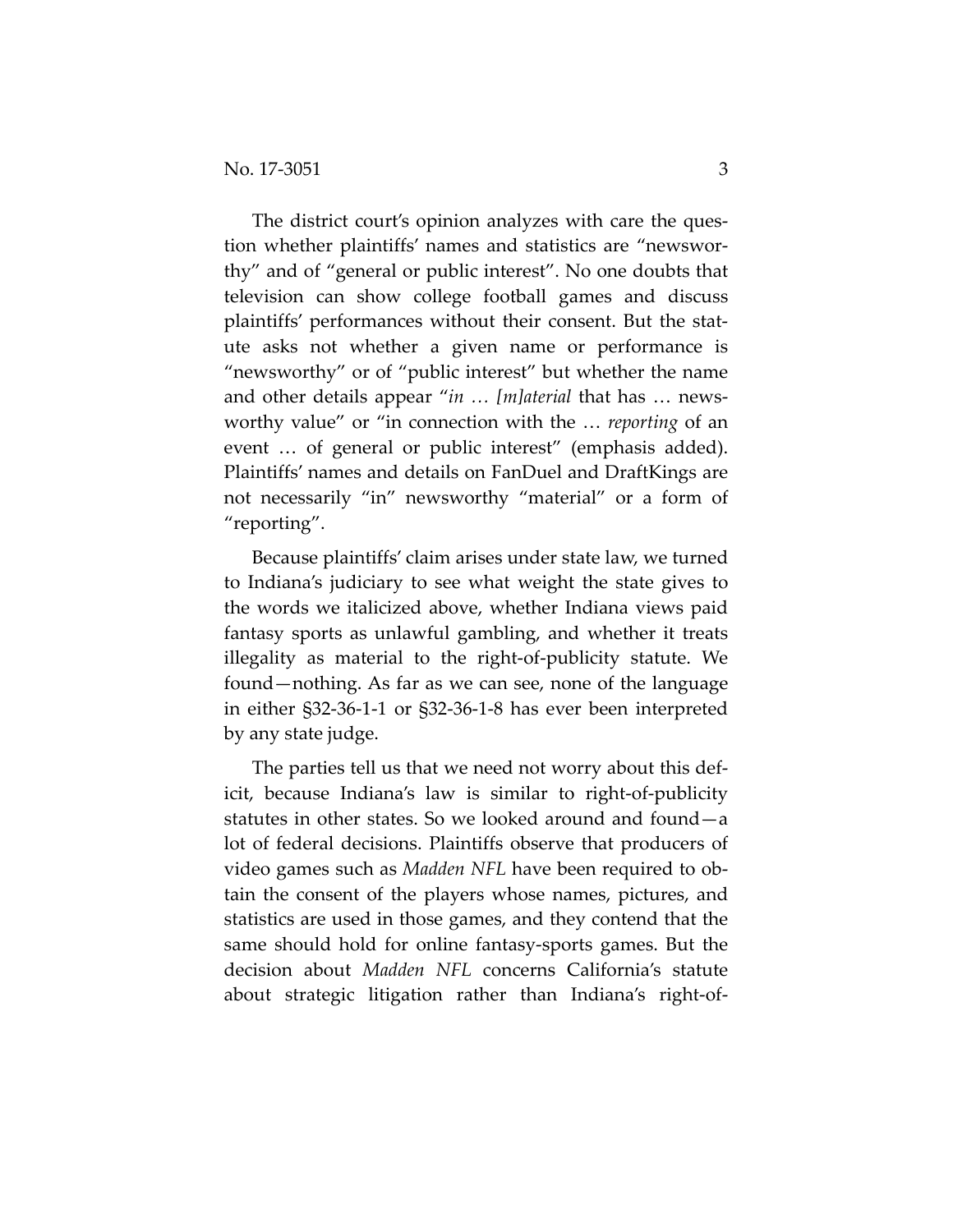The district court's opinion analyzes with care the question whether plaintiffs' names and statistics are "newsworthy" and of "general or public interest". No one doubts that television can show college football games and discuss plaintiffs' performances without their consent. But the statute asks not whether a given name or performance is "newsworthy" or of "public interest" but whether the name and other details appear "*in … [m]aterial* that has … newsworthy value" or "in connection with the … *reporting* of an event … of general or public interest" (emphasis added). Plaintiffs' names and details on FanDuel and DraftKings are not necessarily "in" newsworthy "material" or a form of "reporting".

Because plaintiffs' claim arises under state law, we turned to Indiana's judiciary to see what weight the state gives to the words we italicized above, whether Indiana views paid fantasy sports as unlawful gambling, and whether it treats illegality as material to the right-of-publicity statute. We found—nothing. As far as we can see, none of the language in either §32-36-1-1 or §32-36-1-8 has ever been interpreted by any state judge.

The parties tell us that we need not worry about this deficit, because Indiana's law is similar to right-of-publicity statutes in other states. So we looked around and found—a lot of federal decisions. Plaintiffs observe that producers of video games such as *Madden NFL* have been required to obtain the consent of the players whose names, pictures, and statistics are used in those games, and they contend that the same should hold for online fantasy-sports games. But the decision about *Madden NFL* concerns California's statute about strategic litigation rather than Indiana's right-of-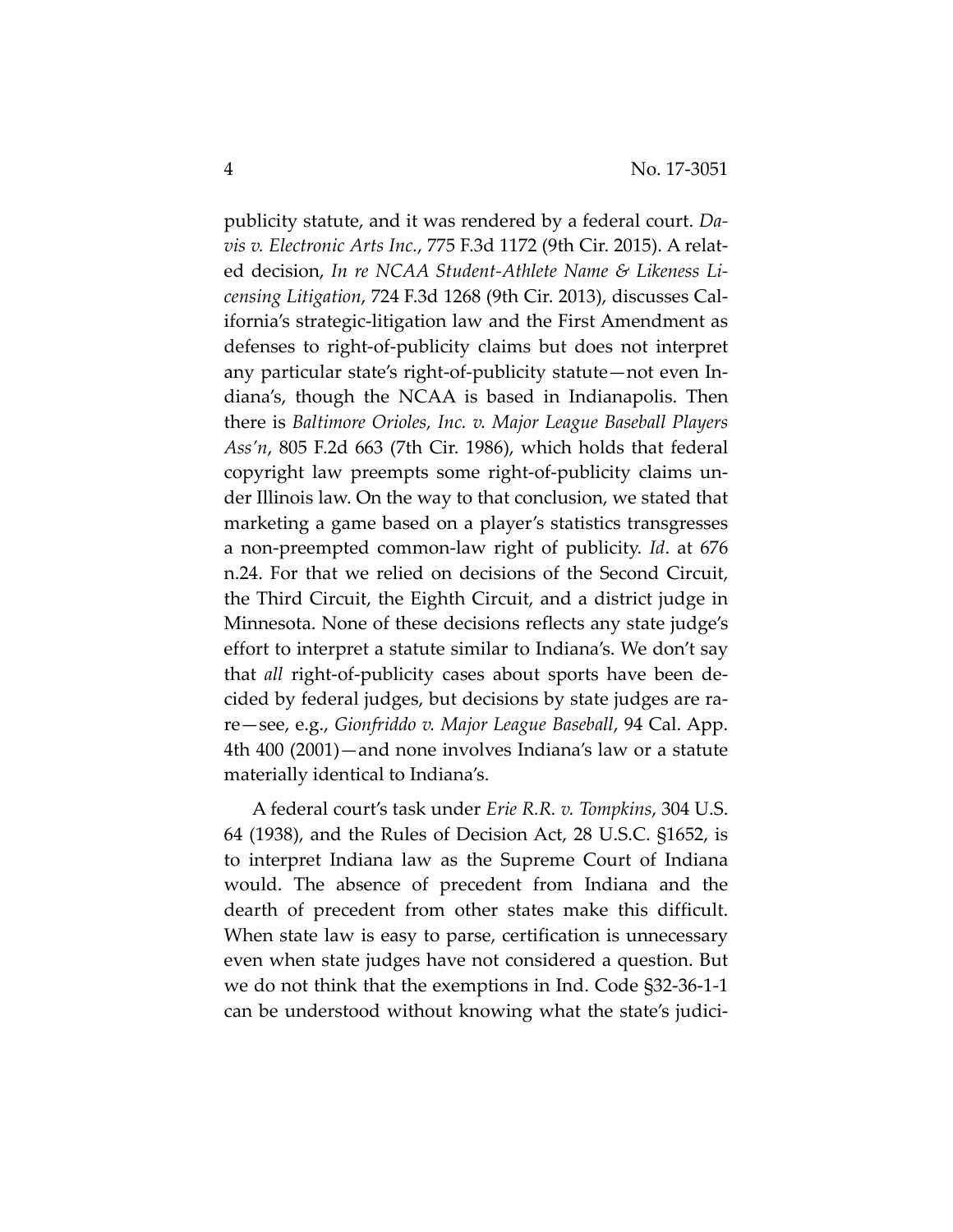publicity statute, and it was rendered by a federal court. *Davis v. Electronic Arts Inc.*, 775 F.3d 1172 (9th Cir. 2015). A related decision, *In re NCAA Student-Athlete Name & Likeness Licensing Litigation*, 724 F.3d 1268 (9th Cir. 2013), discusses California's strategic-litigation law and the First Amendment as defenses to right-of-publicity claims but does not interpret any particular state's right-of-publicity statute—not even Indiana's, though the NCAA is based in Indianapolis. Then there is *Baltimore Orioles, Inc. v. Major League Baseball Players Ass'n*, 805 F.2d 663 (7th Cir. 1986), which holds that federal copyright law preempts some right-of-publicity claims under Illinois law. On the way to that conclusion, we stated that marketing a game based on a player's statistics transgresses a non-preempted common-law right of publicity. *Id*. at 676 n.24. For that we relied on decisions of the Second Circuit, the Third Circuit, the Eighth Circuit, and a district judge in Minnesota. None of these decisions reflects any state judge's effort to interpret a statute similar to Indiana's. We don't say that *all* right-of-publicity cases about sports have been decided by federal judges, but decisions by state judges are rare—see, e.g., *Gionfriddo v. Major League Baseball*, 94 Cal. App. 4th 400 (2001)—and none involves Indiana's law or a statute materially identical to Indiana's.

A federal court's task under *Erie R.R. v. Tompkins*, 304 U.S. 64 (1938), and the Rules of Decision Act, 28 U.S.C. §1652, is to interpret Indiana law as the Supreme Court of Indiana would. The absence of precedent from Indiana and the dearth of precedent from other states make this difficult. When state law is easy to parse, certification is unnecessary even when state judges have not considered a question. But we do not think that the exemptions in Ind. Code §32-36-1-1 can be understood without knowing what the state's judici-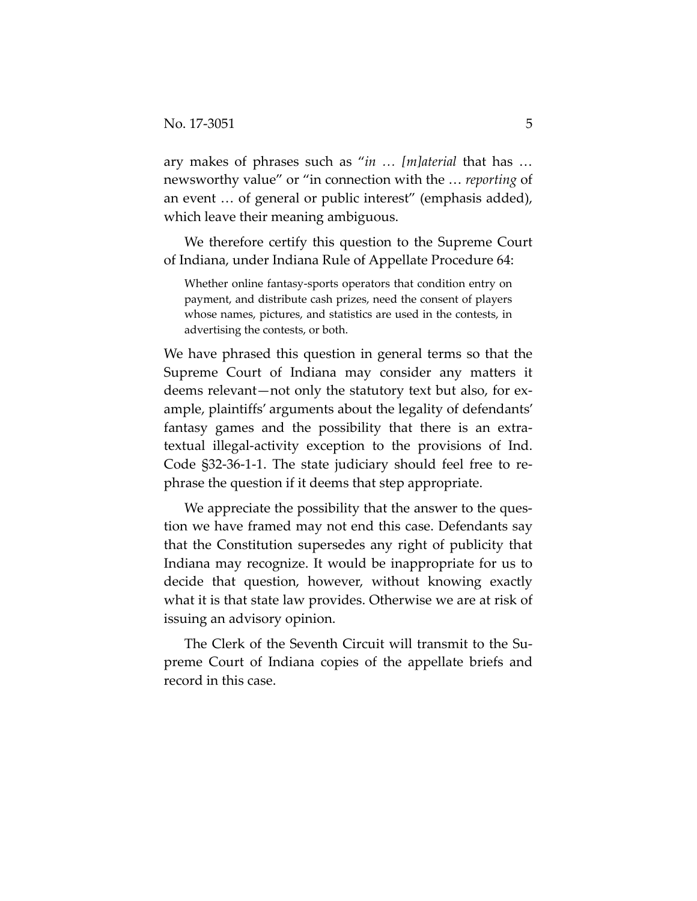ary makes of phrases such as "*in … [m]aterial* that has … newsworthy value" or "in connection with the … *reporting* of an event … of general or public interest" (emphasis added), which leave their meaning ambiguous.

We therefore certify this question to the Supreme Court of Indiana, under Indiana Rule of Appellate Procedure 64:

> Whether online fantasy-sports operators that condition entry on payment, and distribute cash prizes, need the consent of players whose names, pictures, and statistics are used in the contests, in advertising the contests, or both.

We have phrased this question in general terms so that the Supreme Court of Indiana may consider any matters it deems relevant—not only the statutory text but also, for example, plaintiffs' arguments about the legality of defendants' fantasy games and the possibility that there is an extra-textual illegal-activity exception to the provisions of Ind. Code §32-36-1-1. The state judiciary should feel free to rephrase the question if it deems that step appropriate.

We appreciate the possibility that the answer to the question we have framed may not end this case. Defendants say that the Constitution supersedes any right of publicity that Indiana may recognize. It would be inappropriate for us to decide that question, however, without knowing exactly what it is that state law provides. Otherwise we are at risk of issuing an advisory opinion.

The Clerk of the Seventh Circuit will transmit to the Supreme Court of Indiana copies of the appellate briefs and record in this case.